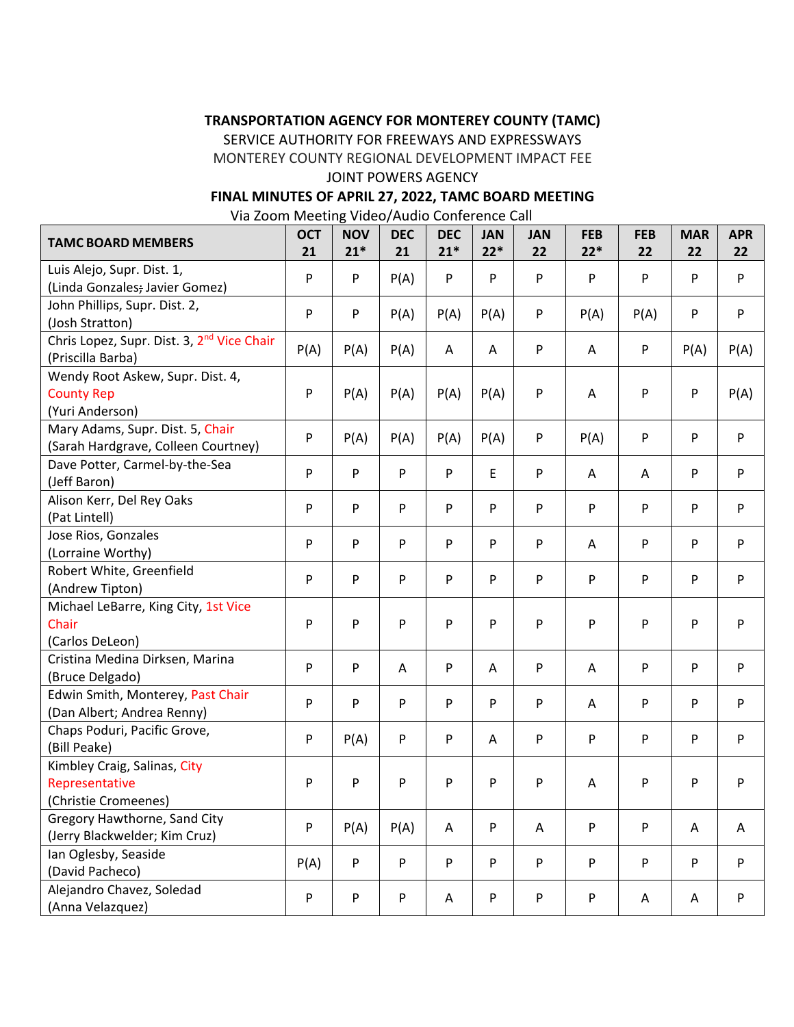**TRANSPORTATION AGENCY FOR MONTEREY COUNTY (TAMC)**

SERVICE AUTHORITY FOR FREEWAYS AND EXPRESSWAYS

MONTEREY COUNTY REGIONAL DEVELOPMENT IMPACT FEE

JOINT POWERS AGENCY

**FINAL MINUTES OF APRIL 27, 2022, TAMC BOARD MEETING**

Via Zoom Meeting Video/Audio Conference Call

| TAMC BOARD MEMBERS | OCT 21 | NOV 21* | DEC 21 | DEC 21* | JAN 22* | JAN 22 | FEB 22* | FEB 22 | MAR 22 | APR 22 |
|---|---|---|---|---|---|---|---|---|---|---|
| Luis Alejo, Supr. Dist. 1, (Linda Gonzales~~;~~ Javier Gomez) | P | P | P(A) | P | P | P | P | P | P | P |
| John Phillips, Supr. Dist. 2, (Josh Stratton) | P | P | P(A) | P(A) | P(A) | P | P(A) | P(A) | P | P |
| Chris Lopez, Supr. Dist. 3, 2nd Vice Chair (Priscilla Barba) | P(A) | P(A) | P(A) | A | A | P | A | P | P(A) | P(A) |
| Wendy Root Askew, Supr. Dist. 4, County Rep (Yuri Anderson) | P | P(A) | P(A) | P(A) | P(A) | P | A | P | P | P(A) |
| Mary Adams, Supr. Dist. 5, Chair (Sarah Hardgrave, Colleen Courtney) | P | P(A) | P(A) | P(A) | P(A) | P | P(A) | P | P | P |
| Dave Potter, Carmel-by-the-Sea (Jeff Baron) | P | P | P | P | E | P | A | A | P | P |
| Alison Kerr, Del Rey Oaks (Pat Lintell) | P | P | P | P | P | P | P | P | P | P |
| Jose Rios, Gonzales (Lorraine Worthy) | P | P | P | P | P | P | A | P | P | P |
| Robert White, Greenfield (Andrew Tipton) | P | P | P | P | P | P | P | P | P | P |
| Michael LeBarre, King City, 1st Vice Chair (Carlos DeLeon) | P | P | P | P | P | P | P | P | P | P |
| Cristina Medina Dirksen, Marina (Bruce Delgado) | P | P | A | P | A | P | A | P | P | P |
| Edwin Smith, Monterey, Past Chair (Dan Albert; Andrea Renny) | P | P | P | P | P | P | A | P | P | P |
| Chaps Poduri, Pacific Grove, (Bill Peake) | P | P(A) | P | P | A | P | P | P | P | P |
| Kimbley Craig, Salinas, City Representative (Christie Cromeenes) | P | P | P | P | P | P | A | P | P | P |
| Gregory Hawthorne, Sand City (Jerry Blackwelder; Kim Cruz) | P | P(A) | P(A) | A | P | A | P | P | A | A |
| Ian Oglesby, Seaside (David Pacheco) | P(A) | P | P | P | P | P | P | P | P | P |
| Alejandro Chavez, Soledad (Anna Velazquez) | P | P | P | A | P | P | P | A | A | P |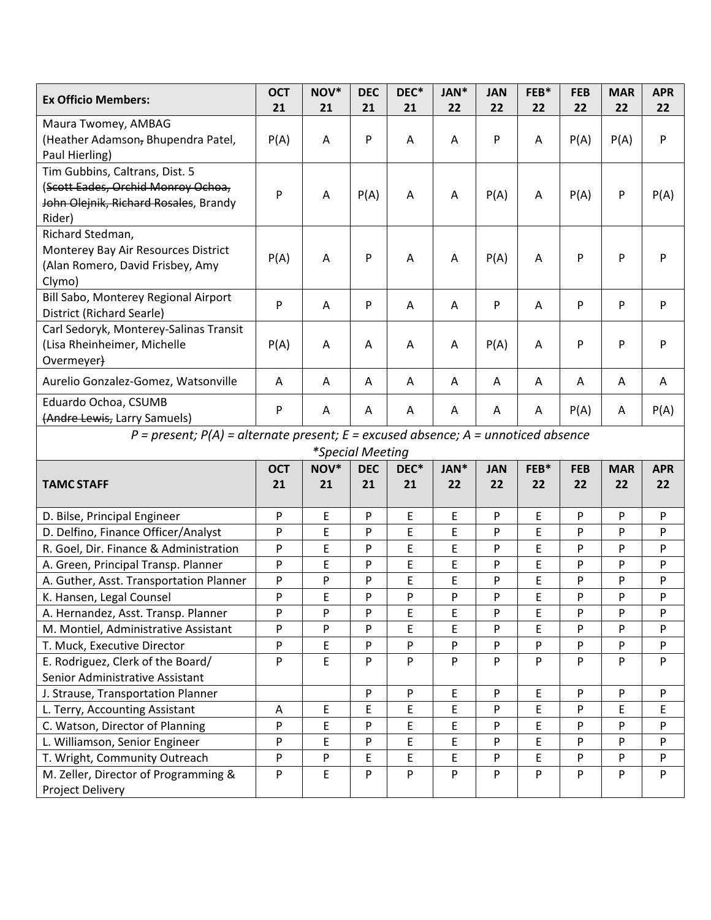| Ex Officio Members: | OCT 21 | NOV* 21 | DEC 21 | DEC* 21 | JAN* 22 | JAN 22 | FEB* 22 | FEB 22 | MAR 22 | APR 22 |
|---|---|---|---|---|---|---|---|---|---|---|
| Maura Twomey, AMBAG (Heather Adamson, Bhupendra Patel, Paul Hierling) | P(A) | A | P | A | A | P | A | P(A) | P(A) | P |
| Tim Gubbins, Caltrans, Dist. 5 (~~Scott Eades, Orchid Monroy Ochoa, John Olejnik, Richard Rosales~~, Brandy Rider) | P | A | P(A) | A | A | P(A) | A | P(A) | P | P(A) |
| Richard Stedman, Monterey Bay Air Resources District (Alan Romero, David Frisbey, Amy Clymo) | P(A) | A | P | A | A | P(A) | A | P | P | P |
| Bill Sabo, Monterey Regional Airport District (Richard Searle) | P | A | P | A | A | P | A | P | P | P |
| Carl Sedoryk, Monterey-Salinas Transit (Lisa Rheinheimer, Michelle Overmeyer) | P(A) | A | A | A | A | P(A) | A | P | P | P |
| Aurelio Gonzalez-Gomez, Watsonville | A | A | A | A | A | A | A | A | A | A |
| Eduardo Ochoa, CSUMB (~~Andre Lewis,~~ Larry Samuels) | P | A | A | A | A | A | A | P(A) | A | P(A) |

*P = present; P(A) = alternate present; E = excused absence; A = unnoticed absence*

*\*Special Meeting*

| TAMC STAFF | OCT 21 | NOV* 21 | DEC 21 | DEC* 21 | JAN* 22 | JAN 22 | FEB* 22 | FEB 22 | MAR 22 | APR 22 |
|---|---|---|---|---|---|---|---|---|---|---|
| D. Bilse, Principal Engineer | P | E | P | E | E | P | E | P | P | P |
| D. Delfino, Finance Officer/Analyst | P | E | P | E | E | P | E | P | P | P |
| R. Goel, Dir. Finance & Administration | P | E | P | E | E | P | E | P | P | P |
| A. Green, Principal Transp. Planner | P | E | P | E | E | P | E | P | P | P |
| A. Guther, Asst. Transportation Planner | P | P | P | E | E | P | E | P | P | P |
| K. Hansen, Legal Counsel | P | E | P | P | P | P | E | P | P | P |
| A. Hernandez, Asst. Transp. Planner | P | P | P | E | E | P | E | P | P | P |
| M. Montiel, Administrative Assistant | P | P | P | E | E | P | E | P | P | P |
| T. Muck, Executive Director | P | E | P | P | P | P | P | P | P | P |
| E. Rodriguez, Clerk of the Board/ Senior Administrative Assistant | P | E | P | P | P | P | P | P | P | P |
| J. Strause, Transportation Planner | | | P | P | E | P | E | P | P | P |
| L. Terry, Accounting Assistant | A | E | E | E | E | P | E | P | E | E |
| C. Watson, Director of Planning | P | E | P | E | E | P | E | P | P | P |
| L. Williamson, Senior Engineer | P | E | P | E | E | P | E | P | P | P |
| T. Wright, Community Outreach | P | P | E | E | E | P | E | P | P | P |
| M. Zeller, Director of Programming & Project Delivery | P | E | P | P | P | P | P | P | P | P |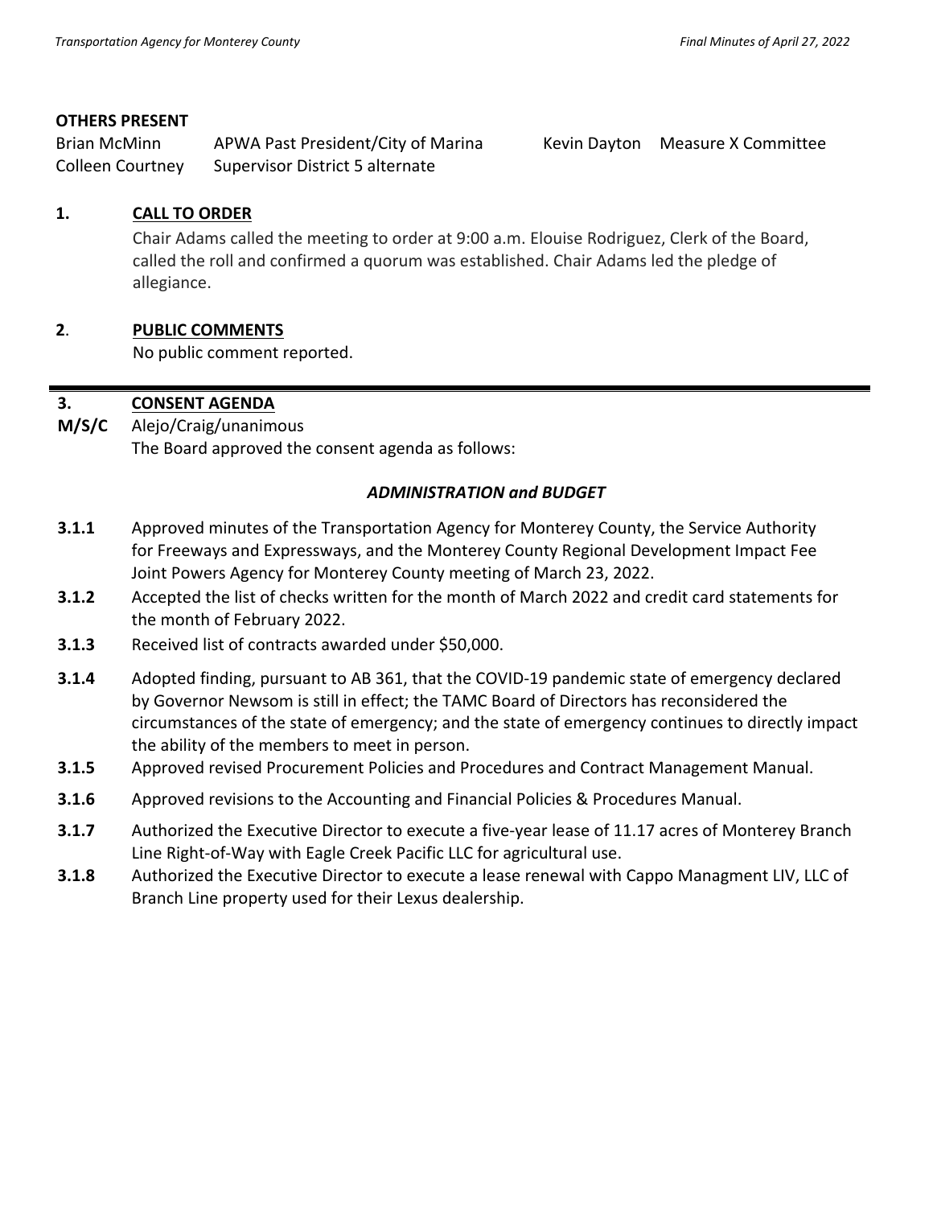**OTHERS PRESENT**

| | | | |
|---|---|---|---|
| Brian McMinn | APWA Past President/City of Marina | Kevin Dayton | Measure X Committee |
| Colleen Courtney | Supervisor District 5 alternate | | |

**1. CALL TO ORDER**

Chair Adams called the meeting to order at 9:00 a.m. Elouise Rodriguez, Clerk of the Board, called the roll and confirmed a quorum was established. Chair Adams led the pledge of allegiance.

**2. PUBLIC COMMENTS**

No public comment reported.

---

**3. CONSENT AGENDA**

**M/S/C** Alejo/Craig/unanimous

The Board approved the consent agenda as follows:

***ADMINISTRATION and BUDGET***

**3.1.1** Approved minutes of the Transportation Agency for Monterey County, the Service Authority for Freeways and Expressways, and the Monterey County Regional Development Impact Fee Joint Powers Agency for Monterey County meeting of March 23, 2022.

**3.1.2** Accepted the list of checks written for the month of March 2022 and credit card statements for the month of February 2022.

**3.1.3** Received list of contracts awarded under $50,000.

**3.1.4** Adopted finding, pursuant to AB 361, that the COVID-19 pandemic state of emergency declared by Governor Newsom is still in effect; the TAMC Board of Directors has reconsidered the circumstances of the state of emergency; and the state of emergency continues to directly impact the ability of the members to meet in person.

**3.1.5** Approved revised Procurement Policies and Procedures and Contract Management Manual.

**3.1.6** Approved revisions to the Accounting and Financial Policies & Procedures Manual.

**3.1.7** Authorized the Executive Director to execute a five-year lease of 11.17 acres of Monterey Branch Line Right-of-Way with Eagle Creek Pacific LLC for agricultural use.

**3.1.8** Authorized the Executive Director to execute a lease renewal with Cappo Managment LIV, LLC of Branch Line property used for their Lexus dealership.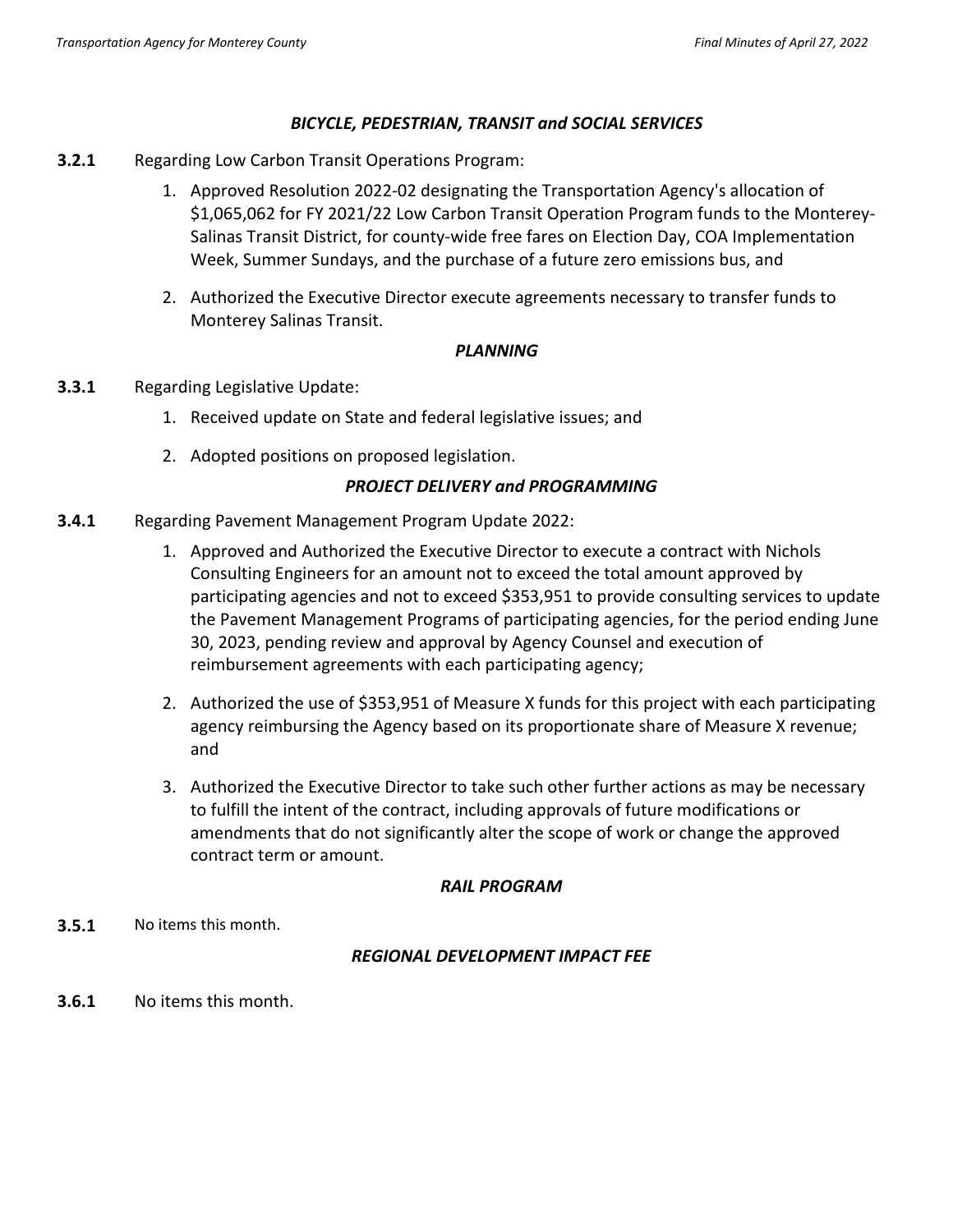### *BICYCLE, PEDESTRIAN, TRANSIT and SOCIAL SERVICES*

**3.2.1** Regarding Low Carbon Transit Operations Program:

1. Approved Resolution 2022-02 designating the Transportation Agency's allocation of $1,065,062 for FY 2021/22 Low Carbon Transit Operation Program funds to the Monterey-Salinas Transit District, for county-wide free fares on Election Day, COA Implementation Week, Summer Sundays, and the purchase of a future zero emissions bus, and

2. Authorized the Executive Director execute agreements necessary to transfer funds to Monterey Salinas Transit.

### *PLANNING*

**3.3.1** Regarding Legislative Update:

1. Received update on State and federal legislative issues; and

2. Adopted positions on proposed legislation.

### *PROJECT DELIVERY and PROGRAMMING*

**3.4.1** Regarding Pavement Management Program Update 2022:

1. Approved and Authorized the Executive Director to execute a contract with Nichols Consulting Engineers for an amount not to exceed the total amount approved by participating agencies and not to exceed $353,951 to provide consulting services to update the Pavement Management Programs of participating agencies, for the period ending June 30, 2023, pending review and approval by Agency Counsel and execution of reimbursement agreements with each participating agency;

2. Authorized the use of $353,951 of Measure X funds for this project with each participating agency reimbursing the Agency based on its proportionate share of Measure X revenue; and

3. Authorized the Executive Director to take such other further actions as may be necessary to fulfill the intent of the contract, including approvals of future modifications or amendments that do not significantly alter the scope of work or change the approved contract term or amount.

### *RAIL PROGRAM*

**3.5.1** No items this month.

### *REGIONAL DEVELOPMENT IMPACT FEE*

**3.6.1** No items this month.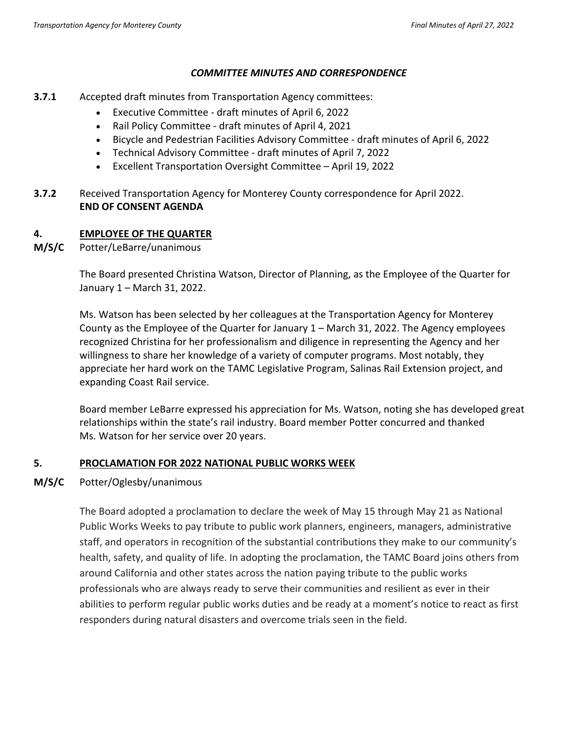### *COMMITTEE MINUTES AND CORRESPONDENCE*

**3.7.1** Accepted draft minutes from Transportation Agency committees:

- Executive Committee - draft minutes of April 6, 2022
- Rail Policy Committee - draft minutes of April 4, 2021
- Bicycle and Pedestrian Facilities Advisory Committee - draft minutes of April 6, 2022
- Technical Advisory Committee - draft minutes of April 7, 2022
- Excellent Transportation Oversight Committee – April 19, 2022

**3.7.2** Received Transportation Agency for Monterey County correspondence for April 2022.
**END OF CONSENT AGENDA**

## 4. EMPLOYEE OF THE QUARTER

**M/S/C** Potter/LeBarre/unanimous

The Board presented Christina Watson, Director of Planning, as the Employee of the Quarter for January 1 – March 31, 2022.

Ms. Watson has been selected by her colleagues at the Transportation Agency for Monterey County as the Employee of the Quarter for January 1 – March 31, 2022. The Agency employees recognized Christina for her professionalism and diligence in representing the Agency and her willingness to share her knowledge of a variety of computer programs. Most notably, they appreciate her hard work on the TAMC Legislative Program, Salinas Rail Extension project, and expanding Coast Rail service.

Board member LeBarre expressed his appreciation for Ms. Watson, noting she has developed great relationships within the state's rail industry. Board member Potter concurred and thanked Ms. Watson for her service over 20 years.

## 5. PROCLAMATION FOR 2022 NATIONAL PUBLIC WORKS WEEK

**M/S/C** Potter/Oglesby/unanimous

The Board adopted a proclamation to declare the week of May 15 through May 21 as National Public Works Weeks to pay tribute to public work planners, engineers, managers, administrative staff, and operators in recognition of the substantial contributions they make to our community's health, safety, and quality of life. In adopting the proclamation, the TAMC Board joins others from around California and other states across the nation paying tribute to the public works professionals who are always ready to serve their communities and resilient as ever in their abilities to perform regular public works duties and be ready at a moment's notice to react as first responders during natural disasters and overcome trials seen in the field.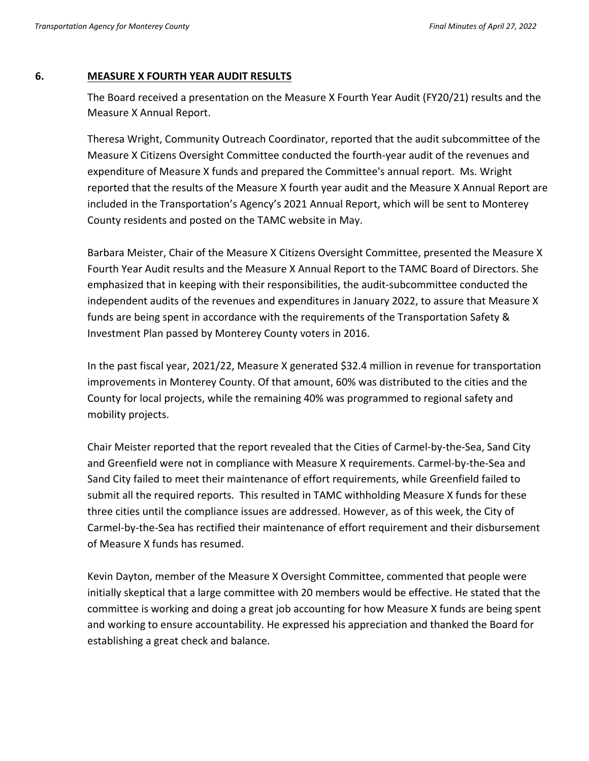## 6. MEASURE X FOURTH YEAR AUDIT RESULTS

The Board received a presentation on the Measure X Fourth Year Audit (FY20/21) results and the Measure X Annual Report.

Theresa Wright, Community Outreach Coordinator, reported that the audit subcommittee of the Measure X Citizens Oversight Committee conducted the fourth-year audit of the revenues and expenditure of Measure X funds and prepared the Committee's annual report. Ms. Wright reported that the results of the Measure X fourth year audit and the Measure X Annual Report are included in the Transportation's Agency's 2021 Annual Report, which will be sent to Monterey County residents and posted on the TAMC website in May.

Barbara Meister, Chair of the Measure X Citizens Oversight Committee, presented the Measure X Fourth Year Audit results and the Measure X Annual Report to the TAMC Board of Directors. She emphasized that in keeping with their responsibilities, the audit-subcommittee conducted the independent audits of the revenues and expenditures in January 2022, to assure that Measure X funds are being spent in accordance with the requirements of the Transportation Safety & Investment Plan passed by Monterey County voters in 2016.

In the past fiscal year, 2021/22, Measure X generated $32.4 million in revenue for transportation improvements in Monterey County. Of that amount, 60% was distributed to the cities and the County for local projects, while the remaining 40% was programmed to regional safety and mobility projects.

Chair Meister reported that the report revealed that the Cities of Carmel-by-the-Sea, Sand City and Greenfield were not in compliance with Measure X requirements. Carmel-by-the-Sea and Sand City failed to meet their maintenance of effort requirements, while Greenfield failed to submit all the required reports. This resulted in TAMC withholding Measure X funds for these three cities until the compliance issues are addressed. However, as of this week, the City of Carmel-by-the-Sea has rectified their maintenance of effort requirement and their disbursement of Measure X funds has resumed.

Kevin Dayton, member of the Measure X Oversight Committee, commented that people were initially skeptical that a large committee with 20 members would be effective. He stated that the committee is working and doing a great job accounting for how Measure X funds are being spent and working to ensure accountability. He expressed his appreciation and thanked the Board for establishing a great check and balance.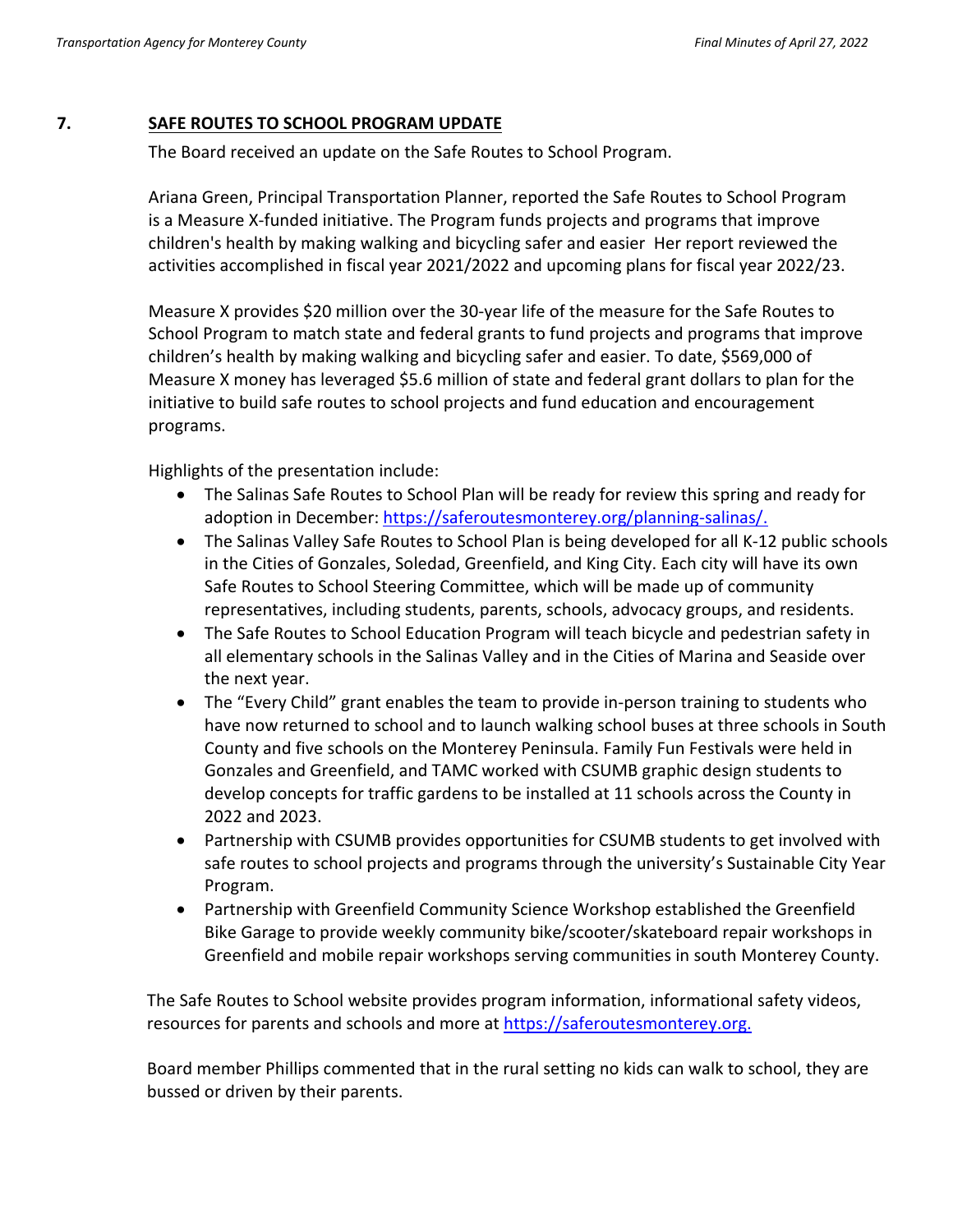## 7. SAFE ROUTES TO SCHOOL PROGRAM UPDATE

The Board received an update on the Safe Routes to School Program.

Ariana Green, Principal Transportation Planner, reported the Safe Routes to School Program is a Measure X-funded initiative. The Program funds projects and programs that improve children's health by making walking and bicycling safer and easier Her report reviewed the activities accomplished in fiscal year 2021/2022 and upcoming plans for fiscal year 2022/23.

Measure X provides $20 million over the 30-year life of the measure for the Safe Routes to School Program to match state and federal grants to fund projects and programs that improve children's health by making walking and bicycling safer and easier. To date, $569,000 of Measure X money has leveraged $5.6 million of state and federal grant dollars to plan for the initiative to build safe routes to school projects and fund education and encouragement programs.

Highlights of the presentation include:

- The Salinas Safe Routes to School Plan will be ready for review this spring and ready for adoption in December: https://saferoutesmonterey.org/planning-salinas/.
- The Salinas Valley Safe Routes to School Plan is being developed for all K-12 public schools in the Cities of Gonzales, Soledad, Greenfield, and King City. Each city will have its own Safe Routes to School Steering Committee, which will be made up of community representatives, including students, parents, schools, advocacy groups, and residents.
- The Safe Routes to School Education Program will teach bicycle and pedestrian safety in all elementary schools in the Salinas Valley and in the Cities of Marina and Seaside over the next year.
- The "Every Child" grant enables the team to provide in-person training to students who have now returned to school and to launch walking school buses at three schools in South County and five schools on the Monterey Peninsula. Family Fun Festivals were held in Gonzales and Greenfield, and TAMC worked with CSUMB graphic design students to develop concepts for traffic gardens to be installed at 11 schools across the County in 2022 and 2023.
- Partnership with CSUMB provides opportunities for CSUMB students to get involved with safe routes to school projects and programs through the university's Sustainable City Year Program.
- Partnership with Greenfield Community Science Workshop established the Greenfield Bike Garage to provide weekly community bike/scooter/skateboard repair workshops in Greenfield and mobile repair workshops serving communities in south Monterey County.

The Safe Routes to School website provides program information, informational safety videos, resources for parents and schools and more at https://saferoutesmonterey.org.

Board member Phillips commented that in the rural setting no kids can walk to school, they are bussed or driven by their parents.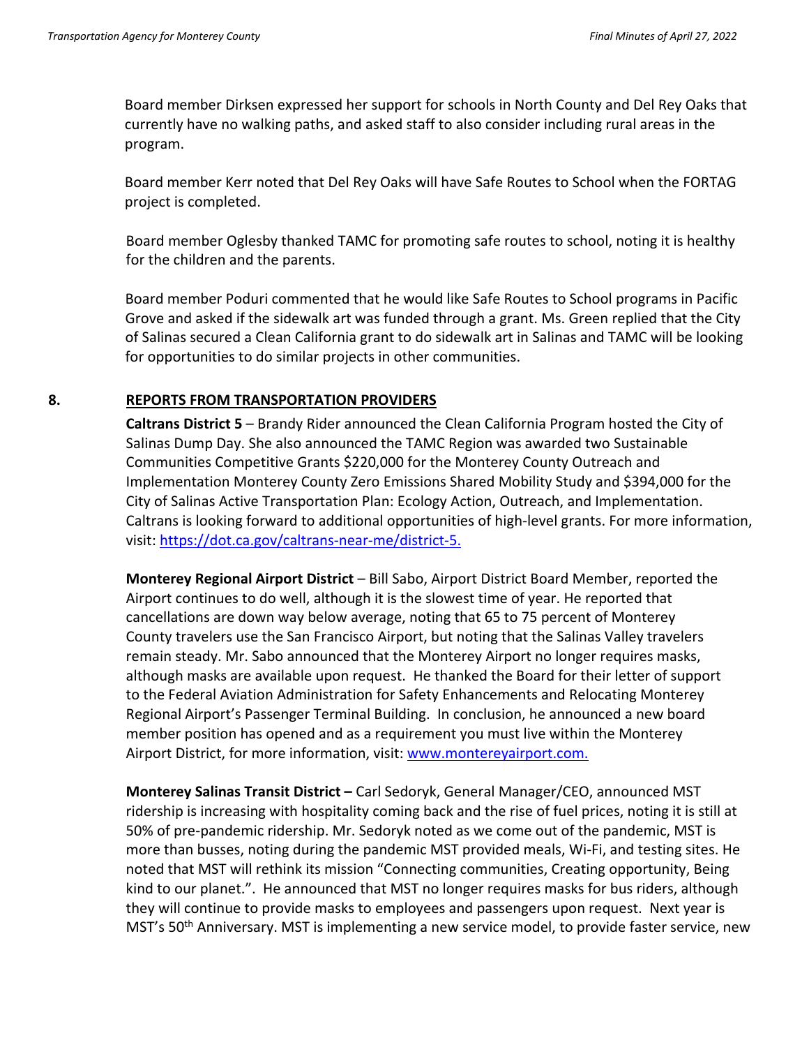Board member Dirksen expressed her support for schools in North County and Del Rey Oaks that currently have no walking paths, and asked staff to also consider including rural areas in the program.

Board member Kerr noted that Del Rey Oaks will have Safe Routes to School when the FORTAG project is completed.

Board member Oglesby thanked TAMC for promoting safe routes to school, noting it is healthy for the children and the parents.

Board member Poduri commented that he would like Safe Routes to School programs in Pacific Grove and asked if the sidewalk art was funded through a grant. Ms. Green replied that the City of Salinas secured a Clean California grant to do sidewalk art in Salinas and TAMC will be looking for opportunities to do similar projects in other communities.

## 8. REPORTS FROM TRANSPORTATION PROVIDERS

**Caltrans District 5** – Brandy Rider announced the Clean California Program hosted the City of Salinas Dump Day. She also announced the TAMC Region was awarded two Sustainable Communities Competitive Grants $220,000 for the Monterey County Outreach and Implementation Monterey County Zero Emissions Shared Mobility Study and $394,000 for the City of Salinas Active Transportation Plan: Ecology Action, Outreach, and Implementation. Caltrans is looking forward to additional opportunities of high-level grants. For more information, visit: https://dot.ca.gov/caltrans-near-me/district-5.

**Monterey Regional Airport District** – Bill Sabo, Airport District Board Member, reported the Airport continues to do well, although it is the slowest time of year. He reported that cancellations are down way below average, noting that 65 to 75 percent of Monterey County travelers use the San Francisco Airport, but noting that the Salinas Valley travelers remain steady. Mr. Sabo announced that the Monterey Airport no longer requires masks, although masks are available upon request. He thanked the Board for their letter of support to the Federal Aviation Administration for Safety Enhancements and Relocating Monterey Regional Airport's Passenger Terminal Building. In conclusion, he announced a new board member position has opened and as a requirement you must live within the Monterey Airport District, for more information, visit: www.montereyairport.com.

**Monterey Salinas Transit District –** Carl Sedoryk, General Manager/CEO, announced MST ridership is increasing with hospitality coming back and the rise of fuel prices, noting it is still at 50% of pre-pandemic ridership. Mr. Sedoryk noted as we come out of the pandemic, MST is more than busses, noting during the pandemic MST provided meals, Wi-Fi, and testing sites. He noted that MST will rethink its mission "Connecting communities, Creating opportunity, Being kind to our planet.". He announced that MST no longer requires masks for bus riders, although they will continue to provide masks to employees and passengers upon request. Next year is MST's 50th Anniversary. MST is implementing a new service model, to provide faster service, new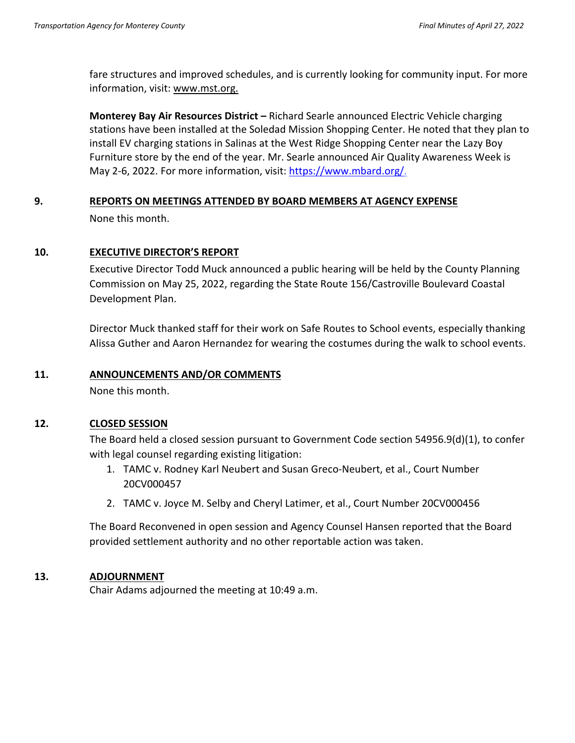fare structures and improved schedules, and is currently looking for community input. For more information, visit: www.mst.org.

**Monterey Bay Air Resources District –** Richard Searle announced Electric Vehicle charging stations have been installed at the Soledad Mission Shopping Center. He noted that they plan to install EV charging stations in Salinas at the West Ridge Shopping Center near the Lazy Boy Furniture store by the end of the year. Mr. Searle announced Air Quality Awareness Week is May 2-6, 2022. For more information, visit: https://www.mbard.org/.

## 9. REPORTS ON MEETINGS ATTENDED BY BOARD MEMBERS AT AGENCY EXPENSE

None this month.

## 10. EXECUTIVE DIRECTOR'S REPORT

Executive Director Todd Muck announced a public hearing will be held by the County Planning Commission on May 25, 2022, regarding the State Route 156/Castroville Boulevard Coastal Development Plan.

Director Muck thanked staff for their work on Safe Routes to School events, especially thanking Alissa Guther and Aaron Hernandez for wearing the costumes during the walk to school events.

## 11. ANNOUNCEMENTS AND/OR COMMENTS

None this month.

## 12. CLOSED SESSION

The Board held a closed session pursuant to Government Code section 54956.9(d)(1), to confer with legal counsel regarding existing litigation:

1. TAMC v. Rodney Karl Neubert and Susan Greco-Neubert, et al., Court Number 20CV000457
2. TAMC v. Joyce M. Selby and Cheryl Latimer, et al., Court Number 20CV000456

The Board Reconvened in open session and Agency Counsel Hansen reported that the Board provided settlement authority and no other reportable action was taken.

## 13. ADJOURNMENT

Chair Adams adjourned the meeting at 10:49 a.m.